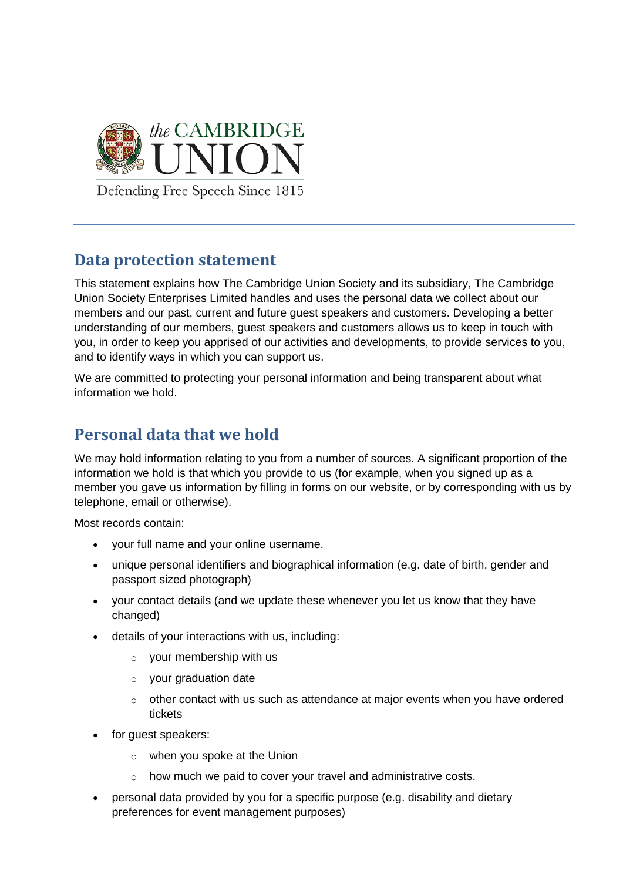# Data protection statement

This statement explains how The Cambridge Union Society and its subsidiary, The Cambridge Union Society Enterprises Limited handles and uses the personal data we collect about our members and our past, current and future guest speakers and customers. Developing a better understanding of our members, guest speakers and customers allows us to keep in touch with you, in order to keep you apprised of our activities and developments, to provide services to you, and to identify ways in which you can support us.

We are committed to protecting your personal information and being transparent about what information we hold.

# Personal data that we hold

We may hold information relating to you from a number of sources. A significant proportion of the information we hold is that which you provide to us (for example, when you signed up as a member you gave us information by filling in forms on our website, or by corresponding with us by telephone, email or otherwise).

Most records contain:

- your full name and your online username.
- unique personal identifiers and biographical information (e.g. date of birth, gender and passport sized photograph)
- your contact details (and we update these whenever you let us know that they have changed)
- details of your interactions with us, including:
  - your membership with us
  - your graduation date
  - other contact with us such as attendance at major events when you have ordered tickets
- for guest speakers:
  - when you spoke at the Union
  - how much we paid to cover your travel and administrative costs.
- personal data provided by you for a specific purpose (e.g. disability and dietary preferences for event management purposes)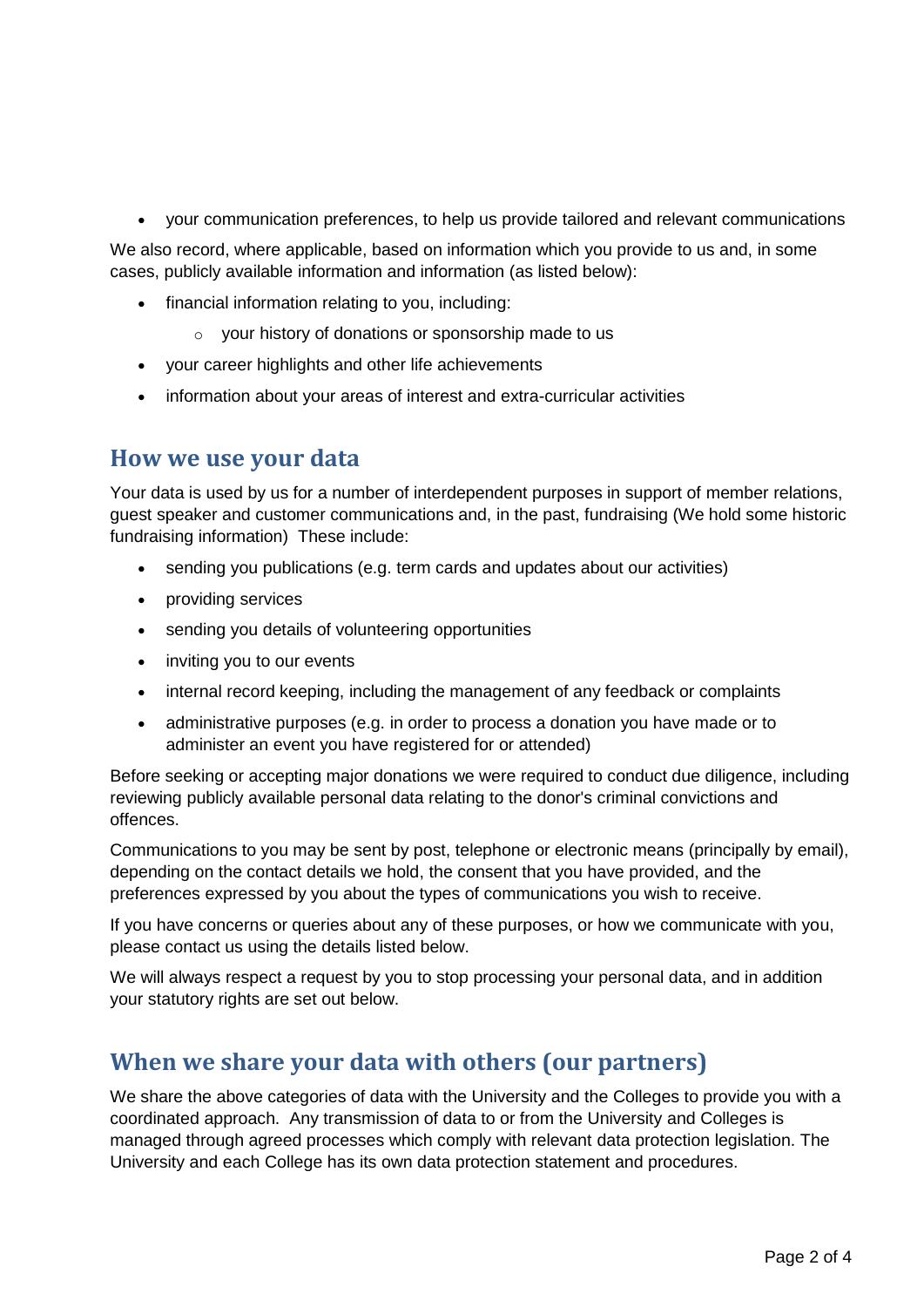- your communication preferences, to help us provide tailored and relevant communications

We also record, where applicable, based on information which you provide to us and, in some cases, publicly available information and information (as listed below):

- financial information relating to you, including:
  - your history of donations or sponsorship made to us
- your career highlights and other life achievements
- information about your areas of interest and extra-curricular activities

## How we use your data

Your data is used by us for a number of interdependent purposes in support of member relations, guest speaker and customer communications and, in the past, fundraising (We hold some historic fundraising information)  These include:

- sending you publications (e.g. term cards and updates about our activities)
- providing services
- sending you details of volunteering opportunities
- inviting you to our events
- internal record keeping, including the management of any feedback or complaints
- administrative purposes (e.g. in order to process a donation you have made or to administer an event you have registered for or attended)

Before seeking or accepting major donations we were required to conduct due diligence, including reviewing publicly available personal data relating to the donor's criminal convictions and offences.

Communications to you may be sent by post, telephone or electronic means (principally by email), depending on the contact details we hold, the consent that you have provided, and the preferences expressed by you about the types of communications you wish to receive.

If you have concerns or queries about any of these purposes, or how we communicate with you, please contact us using the details listed below.

We will always respect a request by you to stop processing your personal data, and in addition your statutory rights are set out below.

## When we share your data with others (our partners)

We share the above categories of data with the University and the Colleges to provide you with a coordinated approach.  Any transmission of data to or from the University and Colleges is managed through agreed processes which comply with relevant data protection legislation. The University and each College has its own data protection statement and procedures.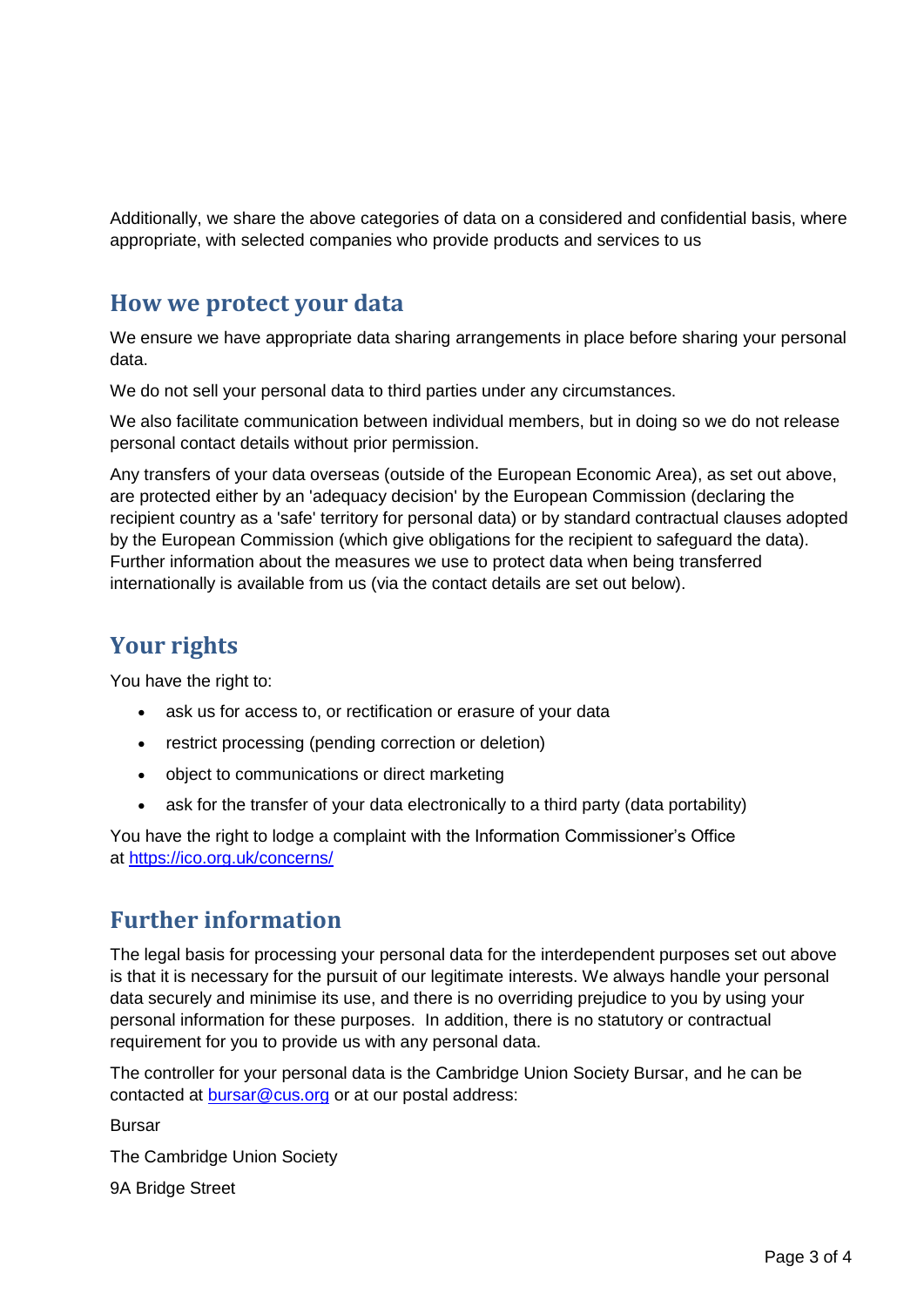Additionally, we share the above categories of data on a considered and confidential basis, where appropriate, with selected companies who provide products and services to us

## How we protect your data

We ensure we have appropriate data sharing arrangements in place before sharing your personal data.

We do not sell your personal data to third parties under any circumstances.

We also facilitate communication between individual members, but in doing so we do not release personal contact details without prior permission.

Any transfers of your data overseas (outside of the European Economic Area), as set out above, are protected either by an 'adequacy decision' by the European Commission (declaring the recipient country as a 'safe' territory for personal data) or by standard contractual clauses adopted by the European Commission (which give obligations for the recipient to safeguard the data). Further information about the measures we use to protect data when being transferred internationally is available from us (via the contact details are set out below).

## Your rights

You have the right to:

- ask us for access to, or rectification or erasure of your data
- restrict processing (pending correction or deletion)
- object to communications or direct marketing
- ask for the transfer of your data electronically to a third party (data portability)

You have the right to lodge a complaint with the Information Commissioner's Office at [https://ico.org.uk/concerns/](https://ico.org.uk/concerns/)

## Further information

The legal basis for processing your personal data for the interdependent purposes set out above is that it is necessary for the pursuit of our legitimate interests. We always handle your personal data securely and minimise its use, and there is no overriding prejudice to you by using your personal information for these purposes. In addition, there is no statutory or contractual requirement for you to provide us with any personal data.

The controller for your personal data is the Cambridge Union Society Bursar, and he can be contacted at [bursar@cus.org](mailto:bursar@cus.org) or at our postal address:

Bursar

The Cambridge Union Society

9A Bridge Street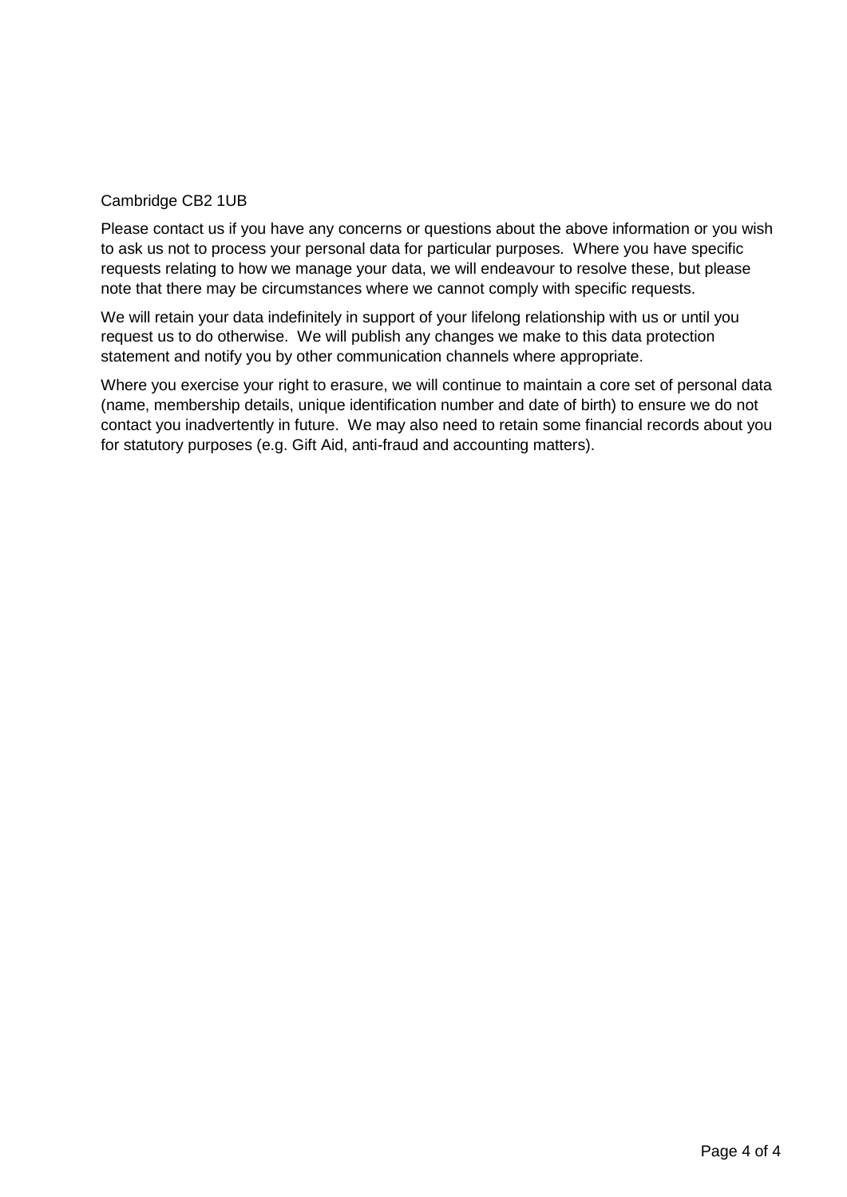Cambridge CB2 1UB

Please contact us if you have any concerns or questions about the above information or you wish to ask us not to process your personal data for particular purposes. Where you have specific requests relating to how we manage your data, we will endeavour to resolve these, but please note that there may be circumstances where we cannot comply with specific requests.

We will retain your data indefinitely in support of your lifelong relationship with us or until you request us to do otherwise. We will publish any changes we make to this data protection statement and notify you by other communication channels where appropriate.

Where you exercise your right to erasure, we will continue to maintain a core set of personal data (name, membership details, unique identification number and date of birth) to ensure we do not contact you inadvertently in future. We may also need to retain some financial records about you for statutory purposes (e.g. Gift Aid, anti-fraud and accounting matters).